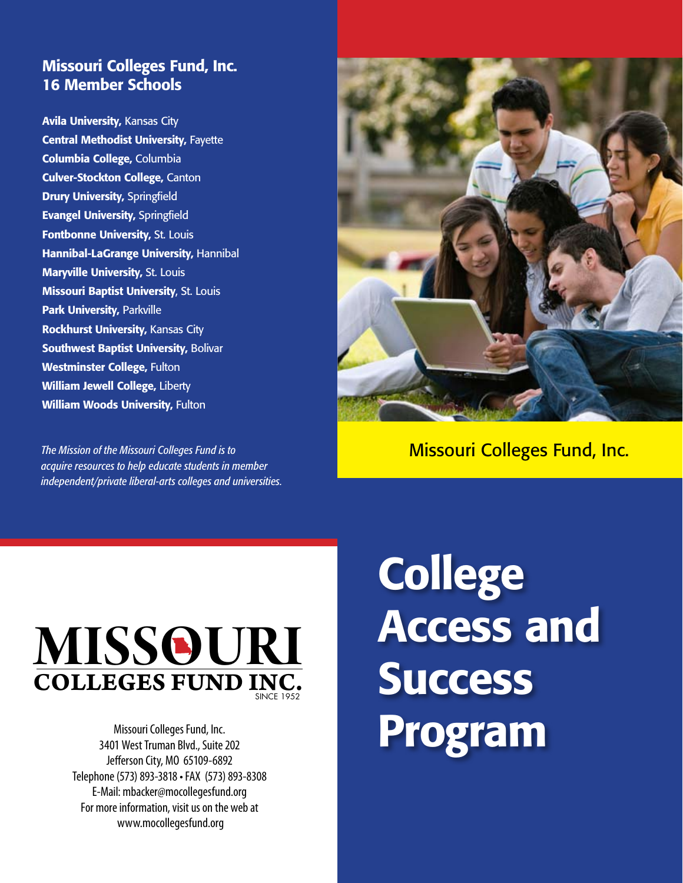## Missouri Colleges Fund, Inc.
## 16 Member Schools

**Avila University,** Kansas City
**Central Methodist University,** Fayette
**Columbia College,** Columbia
**Culver-Stockton College,** Canton
**Drury University,** Springfield
**Evangel University,** Springfield
**Fontbonne University,** St. Louis
**Hannibal-LaGrange University,** Hannibal
**Maryville University,** St. Louis
**Missouri Baptist University**, St. Louis
**Park University,** Parkville
**Rockhurst University,** Kansas City
**Southwest Baptist University,** Bolivar
**Westminster College,** Fulton
**William Jewell College,** Liberty
**William Woods University,** Fulton

*The Mission of the Missouri Colleges Fund is to acquire resources to help educate students in member independent/private liberal-arts colleges and universities.*

Missouri Colleges Fund, Inc.

MISSOURI COLLEGES FUND INC.
SINCE 1952

Missouri Colleges Fund, Inc.
3401 West Truman Blvd., Suite 202
Jefferson City, MO 65109-6892
Telephone (573) 893-3818 • FAX (573) 893-8308
E-Mail: mbacker@mocollegesfund.org
For more information, visit us on the web at
www.mocollegesfund.org

# College Access and Success Program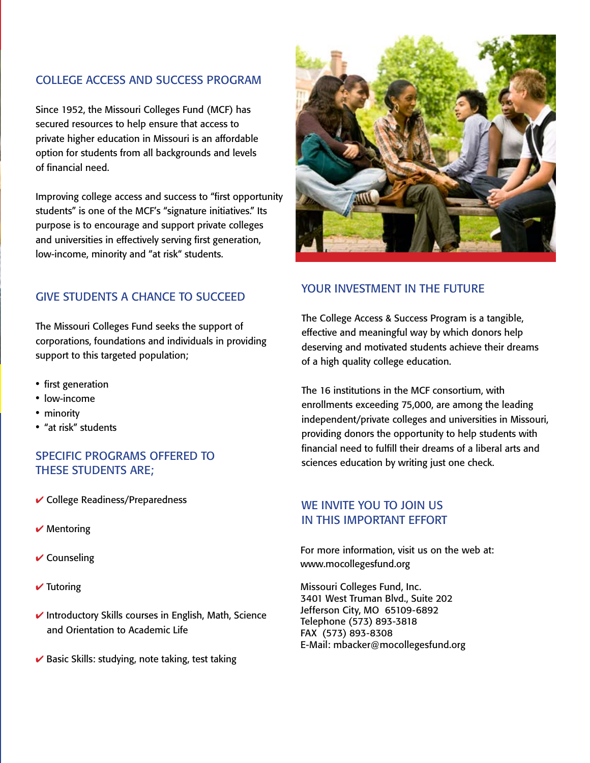## COLLEGE ACCESS AND SUCCESS PROGRAM

Since 1952, the Missouri Colleges Fund (MCF) has secured resources to help ensure that access to private higher education in Missouri is an affordable option for students from all backgrounds and levels of financial need.

Improving college access and success to "first opportunity students" is one of the MCF's "signature initiatives." Its purpose is to encourage and support private colleges and universities in effectively serving first generation, low-income, minority and "at risk" students.

## GIVE STUDENTS A CHANCE TO SUCCEED

The Missouri Colleges Fund seeks the support of corporations, foundations and individuals in providing support to this targeted population;

- first generation
- low-income
- minority
- "at risk" students

## SPECIFIC PROGRAMS OFFERED TO THESE STUDENTS ARE;

✔ College Readiness/Preparedness

✔ Mentoring

✔ Counseling

✔ Tutoring

✔ Introductory Skills courses in English, Math, Science and Orientation to Academic Life

✔ Basic Skills: studying, note taking, test taking

## YOUR INVESTMENT IN THE FUTURE

The College Access & Success Program is a tangible, effective and meaningful way by which donors help deserving and motivated students achieve their dreams of a high quality college education.

The 16 institutions in the MCF consortium, with enrollments exceeding 75,000, are among the leading independent/private colleges and universities in Missouri, providing donors the opportunity to help students with financial need to fulfill their dreams of a liberal arts and sciences education by writing just one check.

## WE INVITE YOU TO JOIN US IN THIS IMPORTANT EFFORT

For more information, visit us on the web at:
www.mocollegesfund.org

Missouri Colleges Fund, Inc.
3401 West Truman Blvd., Suite 202
Jefferson City, MO 65109-6892
Telephone (573) 893-3818
FAX (573) 893-8308
E-Mail: mbacker@mocollegesfund.org